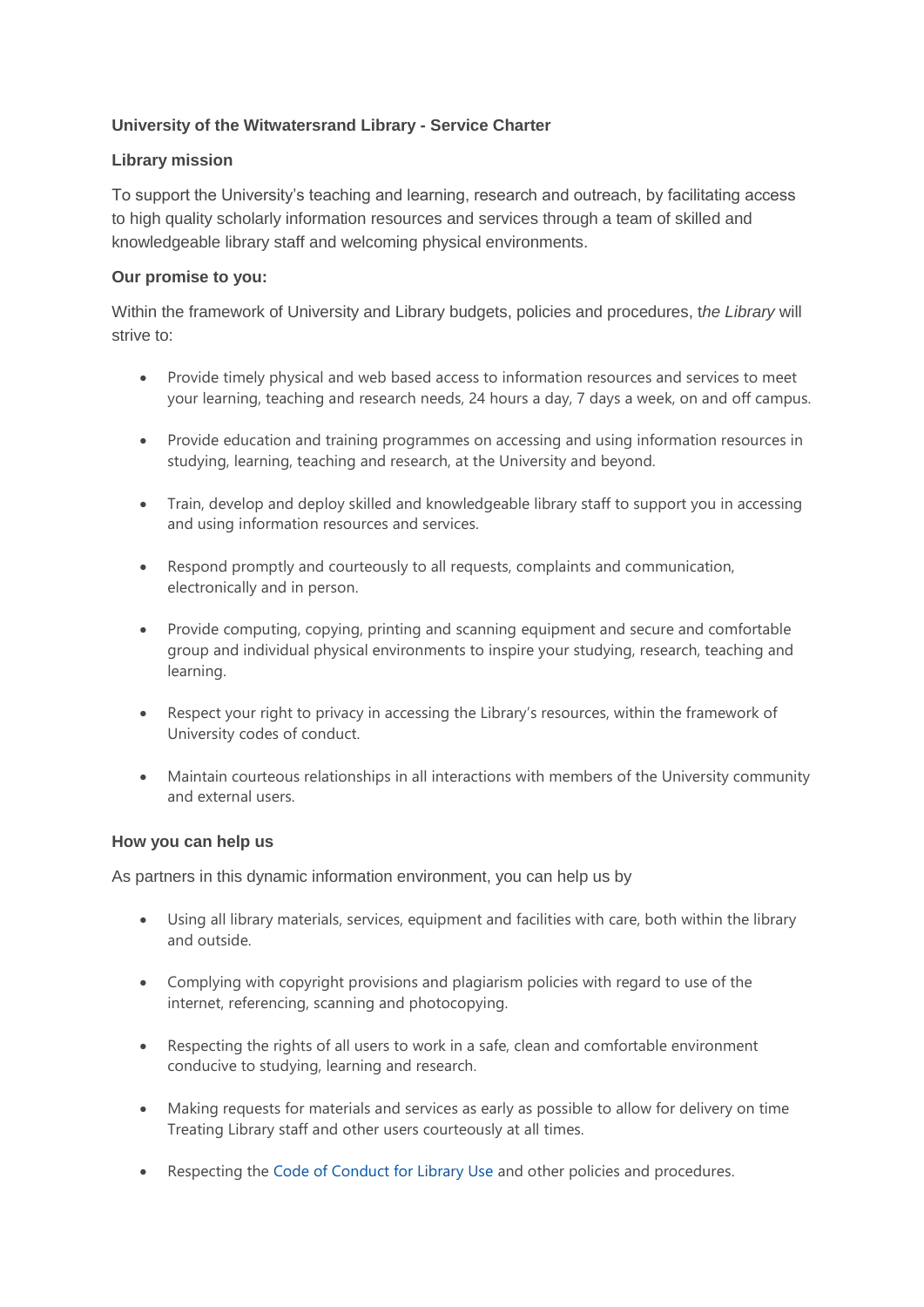**University of the Witwatersrand Library - Service Charter**

**Library mission**

To support the University's teaching and learning, research and outreach, by facilitating access to high quality scholarly information resources and services through a team of skilled and knowledgeable library staff and welcoming physical environments.

**Our promise to you:**

Within the framework of University and Library budgets, policies and procedures, t*he Library* will strive to:

- Provide timely physical and web based access to information resources and services to meet your learning, teaching and research needs, 24 hours a day, 7 days a week, on and off campus.
- Provide education and training programmes on accessing and using information resources in studying, learning, teaching and research, at the University and beyond.
- Train, develop and deploy skilled and knowledgeable library staff to support you in accessing and using information resources and services.
- Respond promptly and courteously to all requests, complaints and communication, electronically and in person.
- Provide computing, copying, printing and scanning equipment and secure and comfortable group and individual physical environments to inspire your studying, research, teaching and learning.
- Respect your right to privacy in accessing the Library's resources, within the framework of University codes of conduct.
- Maintain courteous relationships in all interactions with members of the University community and external users.

**How you can help us**

As partners in this dynamic information environment, you can help us by

- Using all library materials, services, equipment and facilities with care, both within the library and outside.
- Complying with copyright provisions and plagiarism policies with regard to use of the internet, referencing, scanning and photocopying.
- Respecting the rights of all users to work in a safe, clean and comfortable environment conducive to studying, learning and research.
- Making requests for materials and services as early as possible to allow for delivery on time Treating Library staff and other users courteously at all times.
- Respecting the Code of Conduct for Library Use and other policies and procedures.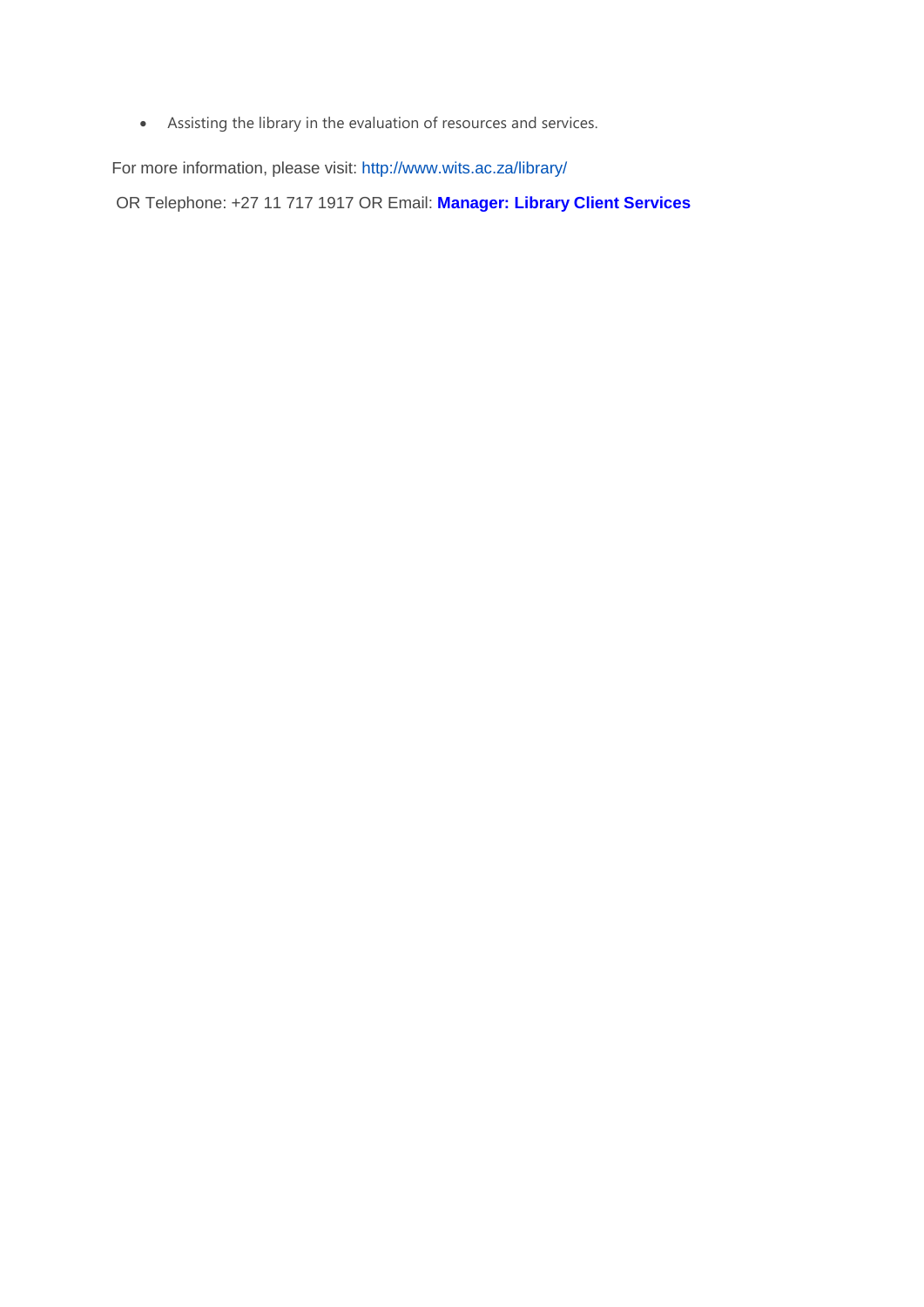- Assisting the library in the evaluation of resources and services.

For more information, please visit: http://www.wits.ac.za/library/

OR Telephone: +27 11 717 1917 OR Email: **Manager: Library Client Services**